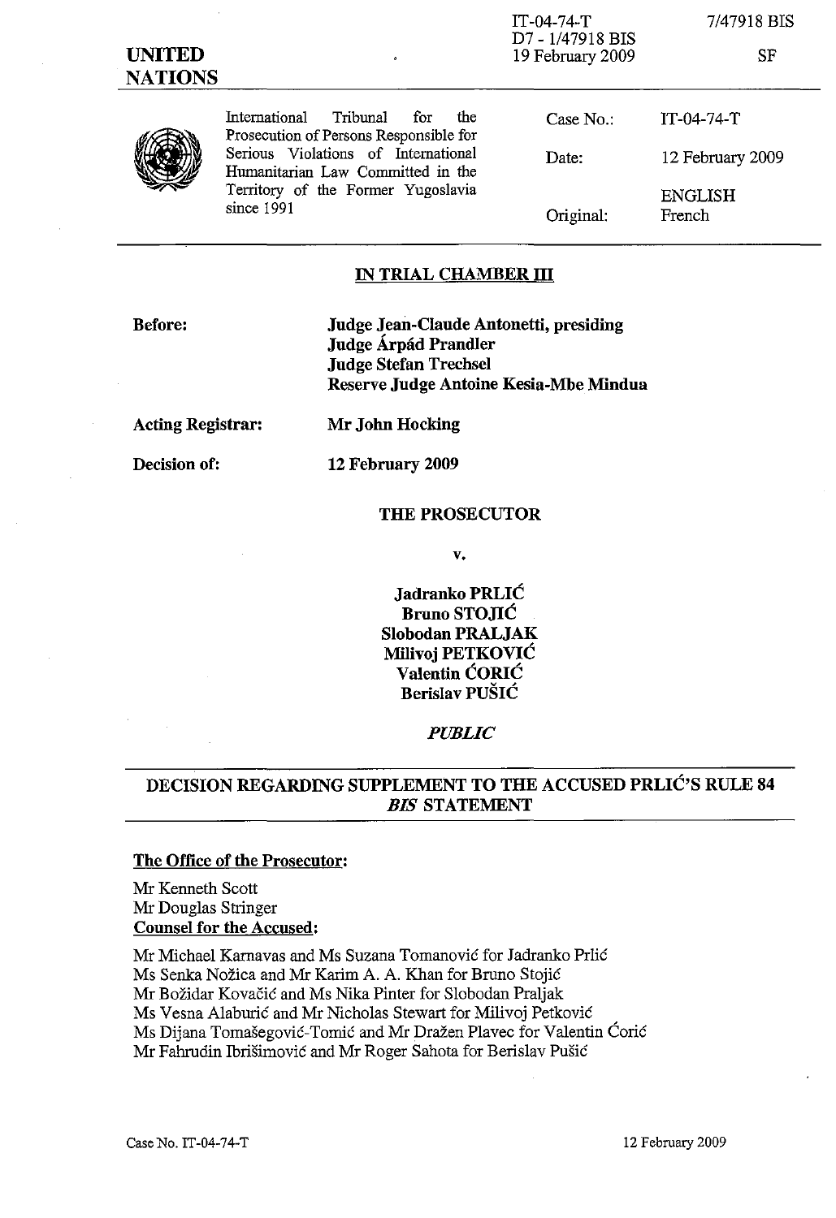IT-04-74-T
D7 - 1/47918 BIS
19 February 2009

7/47918 BIS

SF

**UNITED NATIONS**

International Tribunal for the Prosecution of Persons Responsible for Serious Violations of International Humanitarian Law Committed in the Territory of the Former Yugoslavia since 1991

| | |
|---|---|
| Case No.: | IT-04-74-T |
| Date: | 12 February 2009 |
| Original: | ENGLISH French |

## IN TRIAL CHAMBER III

| | |
|---|---|
| **Before:** | **Judge Jean-Claude Antonetti, presiding** **Judge Árpád Prandler** **Judge Stefan Trechsel** **Reserve Judge Antoine Kesia-Mbe Mindua** |
| **Acting Registrar:** | **Mr John Hocking** |
| **Decision of:** | **12 February 2009** |

**THE PROSECUTOR**

**v.**

**Jadranko PRLIĆ**
**Bruno STOJIĆ**
**Slobodan PRALJAK**
**Milivoj PETKOVIĆ**
**Valentin ĆORIĆ**
**Berislav PUŠIĆ**

***PUBLIC***

## DECISION REGARDING SUPPLEMENT TO THE ACCUSED PRLIĆ'S RULE 84 *BIS* STATEMENT

**The Office of the Prosecutor:**

Mr Kenneth Scott
Mr Douglas Stringer

**Counsel for the Accused:**

Mr Michael Karnavas and Ms Suzana Tomanović for Jadranko Prlić
Ms Senka Nožica and Mr Karim A. A. Khan for Bruno Stojić
Mr Božidar Kovačić and Ms Nika Pinter for Slobodan Praljak
Ms Vesna Alaburić and Mr Nicholas Stewart for Milivoj Petković
Ms Dijana Tomašegović-Tomić and Mr Dražen Plavec for Valentin Ćorić
Mr Fahrudin Ibrišimović and Mr Roger Sahota for Berislav Pušić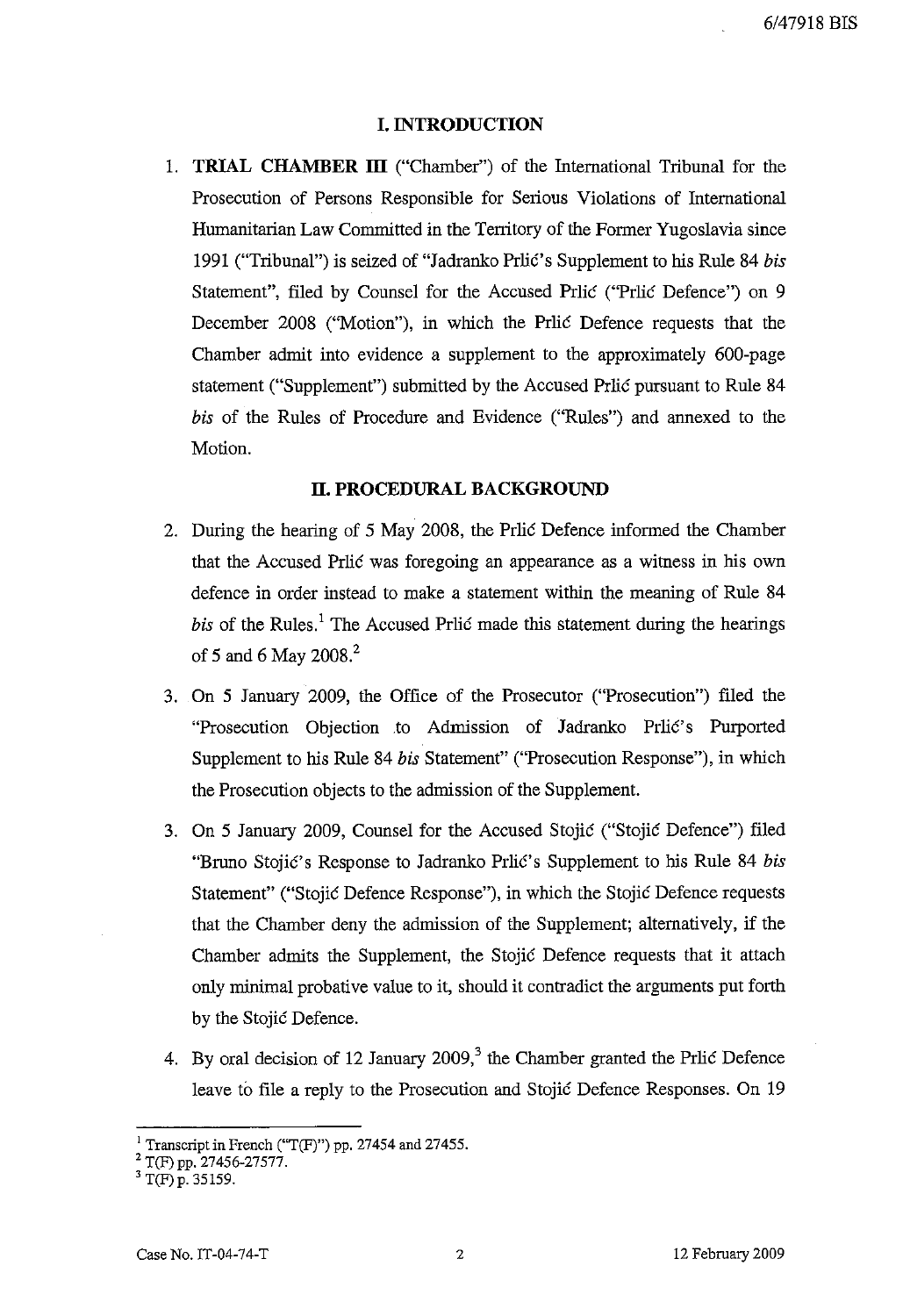## I. INTRODUCTION

1. **TRIAL CHAMBER III** ("Chamber") of the International Tribunal for the Prosecution of Persons Responsible for Serious Violations of International Humanitarian Law Committed in the Territory of the Former Yugoslavia since 1991 ("Tribunal") is seized of "Jadranko Prlić's Supplement to his Rule 84 *bis* Statement", filed by Counsel for the Accused Prlić ("Prlić Defence") on 9 December 2008 ("Motion"), in which the Prlić Defence requests that the Chamber admit into evidence a supplement to the approximately 600-page statement ("Supplement") submitted by the Accused Prlić pursuant to Rule 84 *bis* of the Rules of Procedure and Evidence ("Rules") and annexed to the Motion.

## II. PROCEDURAL BACKGROUND

2. During the hearing of 5 May 2008, the Prlić Defence informed the Chamber that the Accused Prlić was foregoing an appearance as a witness in his own defence in order instead to make a statement within the meaning of Rule 84 *bis* of the Rules.[1] The Accused Prlić made this statement during the hearings of 5 and 6 May 2008.[2]

3. On 5 January 2009, the Office of the Prosecutor ("Prosecution") filed the "Prosecution Objection to Admission of Jadranko Prlić's Purported Supplement to his Rule 84 *bis* Statement" ("Prosecution Response"), in which the Prosecution objects to the admission of the Supplement.

3. On 5 January 2009, Counsel for the Accused Stojić ("Stojić Defence") filed "Bruno Stojić's Response to Jadranko Prlić's Supplement to his Rule 84 *bis* Statement" ("Stojić Defence Response"), in which the Stojić Defence requests that the Chamber deny the admission of the Supplement; alternatively, if the Chamber admits the Supplement, the Stojić Defence requests that it attach only minimal probative value to it, should it contradict the arguments put forth by the Stojić Defence.

4. By oral decision of 12 January 2009,[3] the Chamber granted the Prlić Defence leave to file a reply to the Prosecution and Stojić Defence Responses. On 19

---

[1] Transcript in French ("T(F)") pp. 27454 and 27455.

[2] T(F) pp. 27456-27577.

[3] T(F) p. 35159.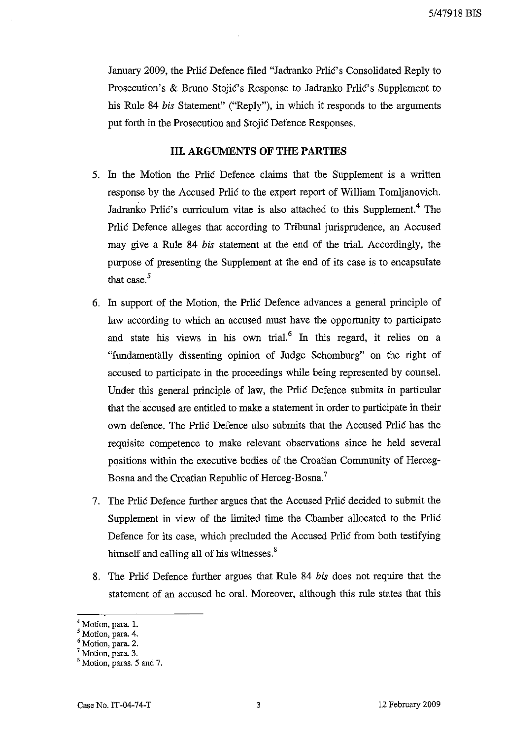January 2009, the Prlić Defence filed "Jadranko Prlić's Consolidated Reply to Prosecution's & Bruno Stojić's Response to Jadranko Prlić's Supplement to his Rule 84 *bis* Statement" ("Reply"), in which it responds to the arguments put forth in the Prosecution and Stojić Defence Responses.

## III. ARGUMENTS OF THE PARTIES

5. In the Motion the Prlić Defence claims that the Supplement is a written response by the Accused Prlić to the expert report of William Tomljanovich. Jadranko Prlić's curriculum vitae is also attached to this Supplement.[4] The Prlić Defence alleges that according to Tribunal jurisprudence, an Accused may give a Rule 84 *bis* statement at the end of the trial. Accordingly, the purpose of presenting the Supplement at the end of its case is to encapsulate that case.[5]

6. In support of the Motion, the Prlić Defence advances a general principle of law according to which an accused must have the opportunity to participate and state his views in his own trial.[6] In this regard, it relies on a "fundamentally dissenting opinion of Judge Schomburg" on the right of accused to participate in the proceedings while being represented by counsel. Under this general principle of law, the Prlić Defence submits in particular that the accused are entitled to make a statement in order to participate in their own defence. The Prlić Defence also submits that the Accused Prlić has the requisite competence to make relevant observations since he held several positions within the executive bodies of the Croatian Community of Herceg-Bosna and the Croatian Republic of Herceg-Bosna.[7]

7. The Prlić Defence further argues that the Accused Prlić decided to submit the Supplement in view of the limited time the Chamber allocated to the Prlić Defence for its case, which precluded the Accused Prlić from both testifying himself and calling all of his witnesses.[8]

8. The Prlić Defence further argues that Rule 84 *bis* does not require that the statement of an accused be oral. Moreover, although this rule states that this

---

[4] Motion, para. 1.

[5] Motion, para. 4.

[6] Motion, para. 2.

[7] Motion, para. 3.

[8] Motion, paras. 5 and 7.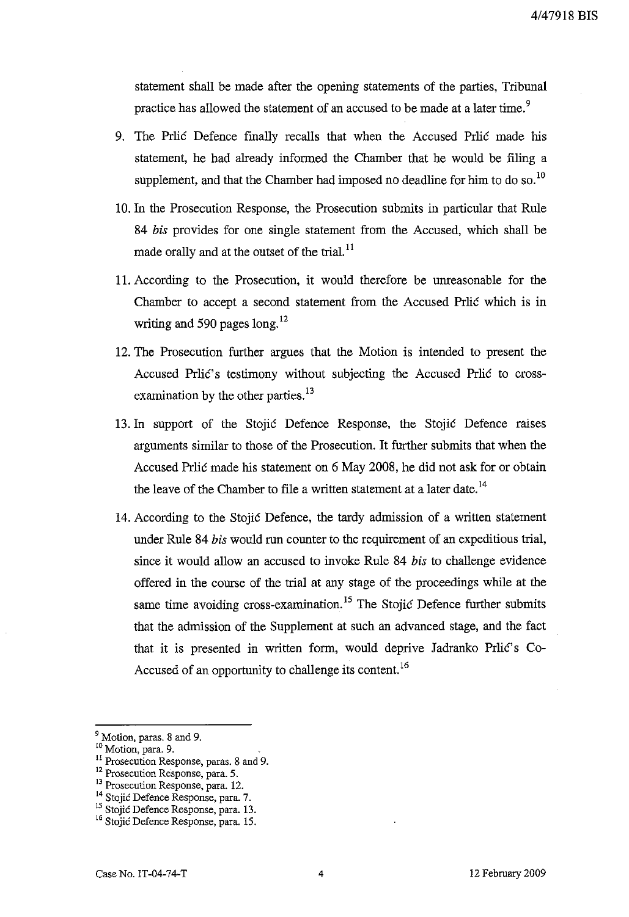statement shall be made after the opening statements of the parties, Tribunal practice has allowed the statement of an accused to be made at a later time.[9]

9. The Prlić Defence finally recalls that when the Accused Prlić made his statement, he had already informed the Chamber that he would be filing a supplement, and that the Chamber had imposed no deadline for him to do so.[10]

10. In the Prosecution Response, the Prosecution submits in particular that Rule 84 *bis* provides for one single statement from the Accused, which shall be made orally and at the outset of the trial.[11]

11. According to the Prosecution, it would therefore be unreasonable for the Chamber to accept a second statement from the Accused Prlić which is in writing and 590 pages long.[12]

12. The Prosecution further argues that the Motion is intended to present the Accused Prlić's testimony without subjecting the Accused Prlić to cross-examination by the other parties.[13]

13. In support of the Stojić Defence Response, the Stojić Defence raises arguments similar to those of the Prosecution. It further submits that when the Accused Prlić made his statement on 6 May 2008, he did not ask for or obtain the leave of the Chamber to file a written statement at a later date.[14]

14. According to the Stojić Defence, the tardy admission of a written statement under Rule 84 *bis* would run counter to the requirement of an expeditious trial, since it would allow an accused to invoke Rule 84 *bis* to challenge evidence offered in the course of the trial at any stage of the proceedings while at the same time avoiding cross-examination.[15] The Stojić Defence further submits that the admission of the Supplement at such an advanced stage, and the fact that it is presented in written form, would deprive Jadranko Prlić's Co-Accused of an opportunity to challenge its content.[16]

---

[9] Motion, paras. 8 and 9.

[10] Motion, para. 9.

[11] Prosecution Response, paras. 8 and 9.

[12] Prosecution Response, para. 5.

[13] Prosecution Response, para. 12.

[14] Stojić Defence Response, para. 7.

[15] Stojić Defence Response, para. 13.

[16] Stojić Defence Response, para. 15.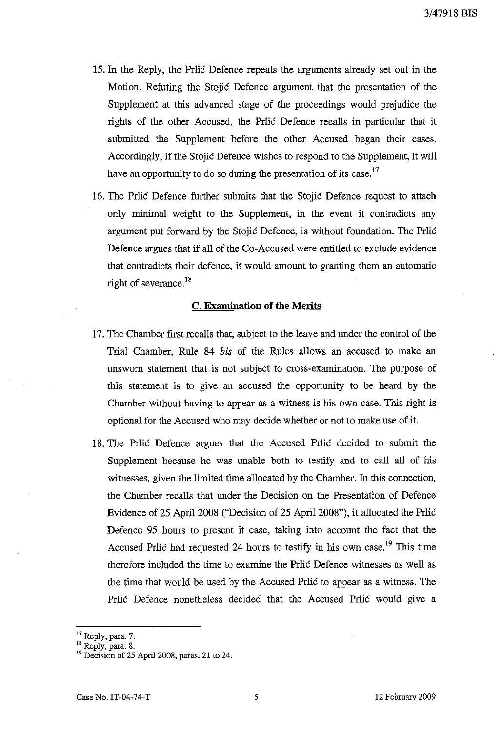15. In the Reply, the Prlić Defence repeats the arguments already set out in the Motion. Refuting the Stojić Defence argument that the presentation of the Supplement at this advanced stage of the proceedings would prejudice the rights of the other Accused, the Prlić Defence recalls in particular that it submitted the Supplement before the other Accused began their cases. Accordingly, if the Stojić Defence wishes to respond to the Supplement, it will have an opportunity to do so during the presentation of its case.[17]

16. The Prlić Defence further submits that the Stojić Defence request to attach only minimal weight to the Supplement, in the event it contradicts any argument put forward by the Stojić Defence, is without foundation. The Prlić Defence argues that if all of the Co-Accused were entitled to exclude evidence that contradicts their defence, it would amount to granting them an automatic right of severance.[18]

### C. Examination of the Merits

17. The Chamber first recalls that, subject to the leave and under the control of the Trial Chamber, Rule 84 *bis* of the Rules allows an accused to make an unsworn statement that is not subject to cross-examination. The purpose of this statement is to give an accused the opportunity to be heard by the Chamber without having to appear as a witness is his own case. This right is optional for the Accused who may decide whether or not to make use of it.

18. The Prlić Defence argues that the Accused Prlić decided to submit the Supplement because he was unable both to testify and to call all of his witnesses, given the limited time allocated by the Chamber. In this connection, the Chamber recalls that under the Decision on the Presentation of Defence Evidence of 25 April 2008 ("Decision of 25 April 2008"), it allocated the Prlić Defence 95 hours to present it case, taking into account the fact that the Accused Prlić had requested 24 hours to testify in his own case.[19] This time therefore included the time to examine the Prlić Defence witnesses as well as the time that would be used by the Accused Prlić to appear as a witness. The Prlić Defence nonetheless decided that the Accused Prlić would give a

---

[17] Reply, para. 7.

[18] Reply, para. 8.

[19] Decision of 25 April 2008, paras. 21 to 24.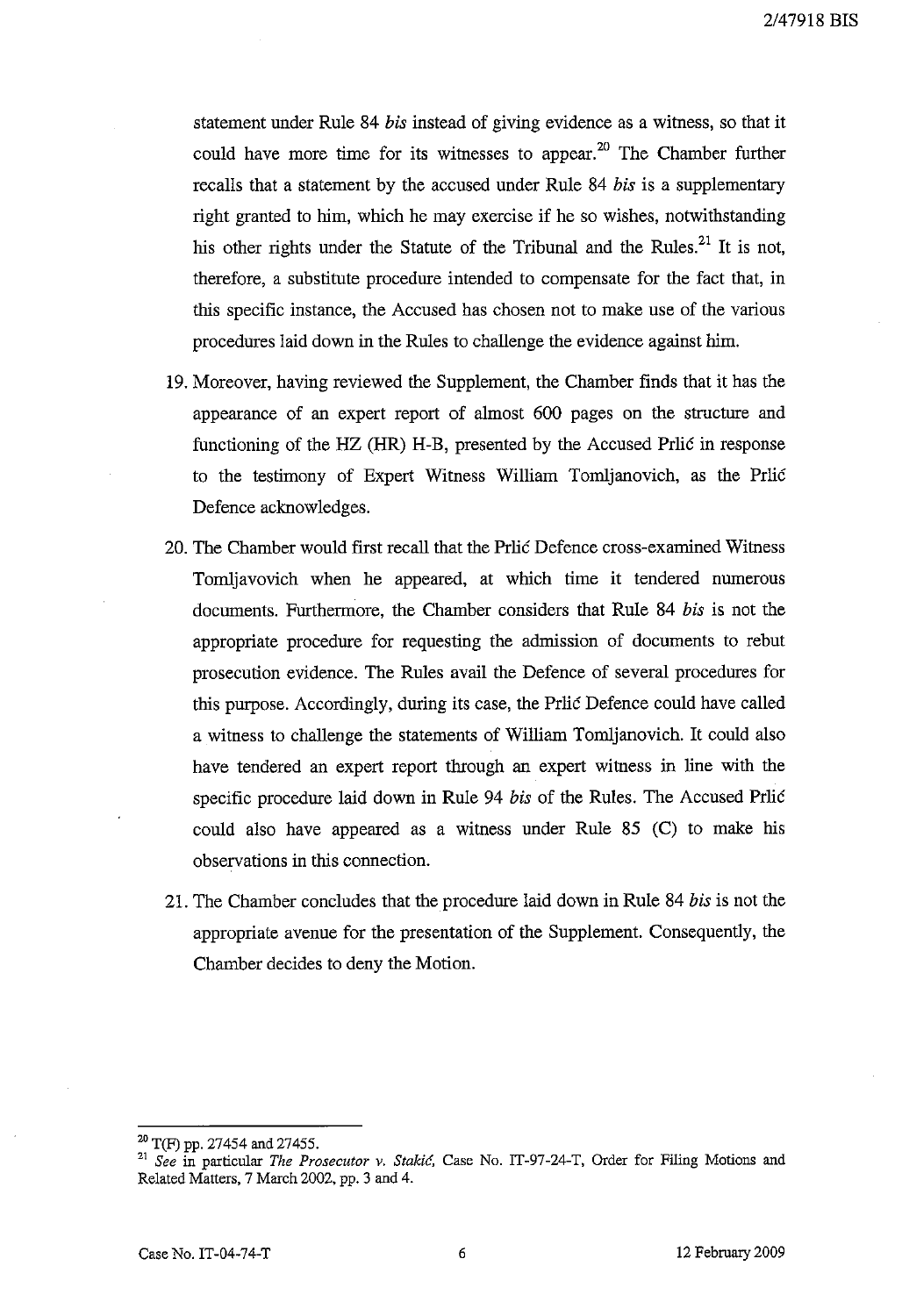statement under Rule 84 *bis* instead of giving evidence as a witness, so that it could have more time for its witnesses to appear.[20] The Chamber further recalls that a statement by the accused under Rule 84 *bis* is a supplementary right granted to him, which he may exercise if he so wishes, notwithstanding his other rights under the Statute of the Tribunal and the Rules.[21] It is not, therefore, a substitute procedure intended to compensate for the fact that, in this specific instance, the Accused has chosen not to make use of the various procedures laid down in the Rules to challenge the evidence against him.

19. Moreover, having reviewed the Supplement, the Chamber finds that it has the appearance of an expert report of almost 600 pages on the structure and functioning of the HZ (HR) H-B, presented by the Accused Prlić in response to the testimony of Expert Witness William Tomljanovich, as the Prlić Defence acknowledges.

20. The Chamber would first recall that the Prlić Defence cross-examined Witness Tomljavovich when he appeared, at which time it tendered numerous documents. Furthermore, the Chamber considers that Rule 84 *bis* is not the appropriate procedure for requesting the admission of documents to rebut prosecution evidence. The Rules avail the Defence of several procedures for this purpose. Accordingly, during its case, the Prlić Defence could have called a witness to challenge the statements of William Tomljanovich. It could also have tendered an expert report through an expert witness in line with the specific procedure laid down in Rule 94 *bis* of the Rules. The Accused Prlić could also have appeared as a witness under Rule 85 (C) to make his observations in this connection.

21. The Chamber concludes that the procedure laid down in Rule 84 *bis* is not the appropriate avenue for the presentation of the Supplement. Consequently, the Chamber decides to deny the Motion.

---

[20] T(F) pp. 27454 and 27455.

[21] *See* in particular *The Prosecutor v. Stakić*, Case No. IT-97-24-T, Order for Filing Motions and Related Matters, 7 March 2002, pp. 3 and 4.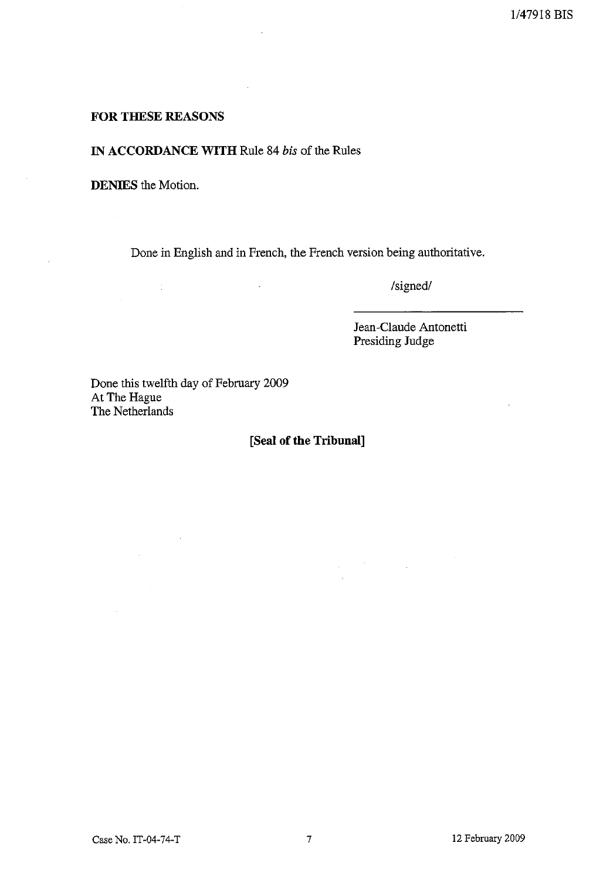**FOR THESE REASONS**

**IN ACCORDANCE WITH** Rule 84 *bis* of the Rules

**DENIES** the Motion.

Done in English and in French, the French version being authoritative.

/signed/

Jean-Claude Antonetti
Presiding Judge

Done this twelfth day of February 2009
At The Hague
The Netherlands

**[Seal of the Tribunal]**